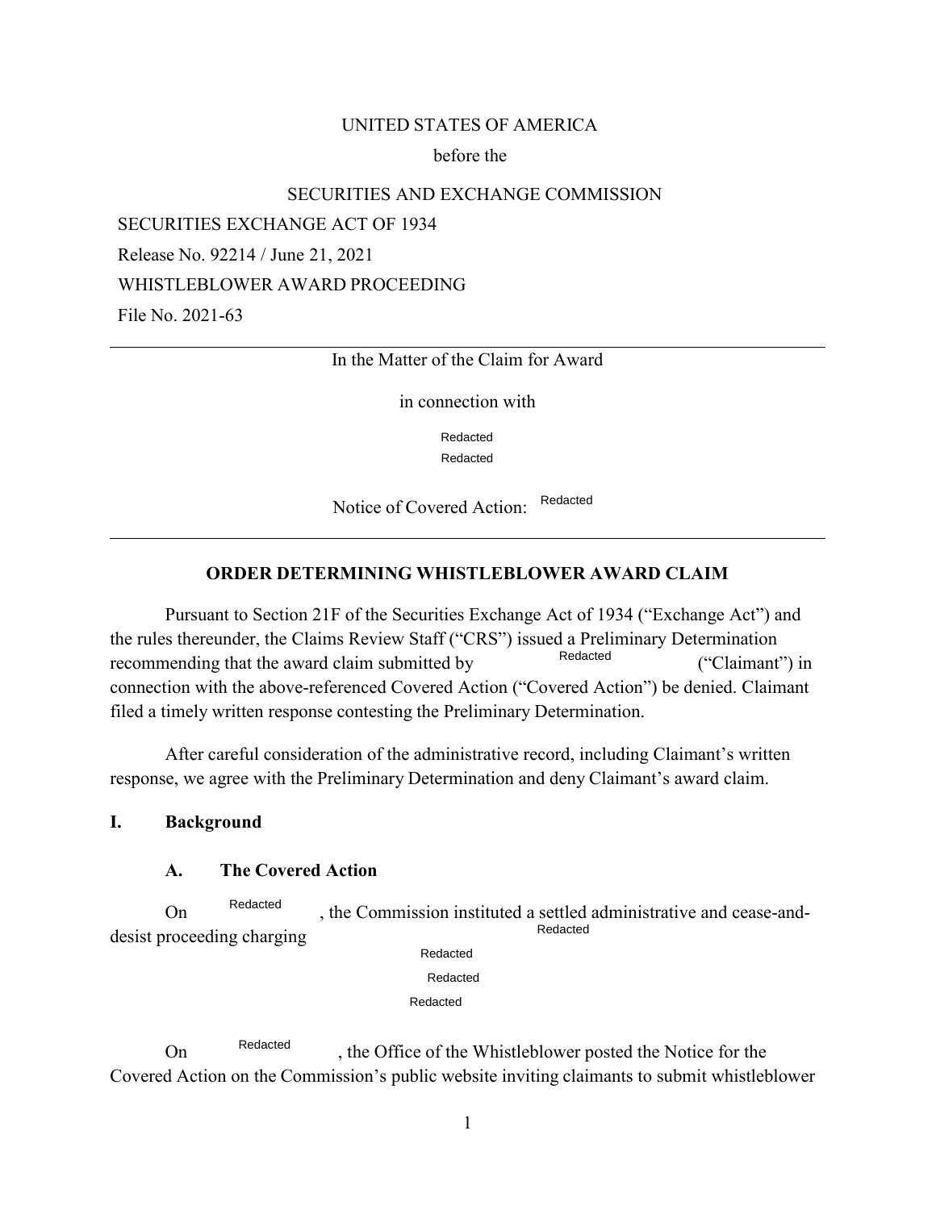UNITED STATES OF AMERICA

before the

SECURITIES AND EXCHANGE COMMISSION

SECURITIES EXCHANGE ACT OF 1934

Release No. 92214 / June 21, 2021

WHISTLEBLOWER AWARD PROCEEDING

File No. 2021-63

---

In the Matter of the Claim for Award

in connection with

Redacted

Redacted

Notice of Covered Action: Redacted

---

## ORDER DETERMINING WHISTLEBLOWER AWARD CLAIM

Pursuant to Section 21F of the Securities Exchange Act of 1934 ("Exchange Act") and the rules thereunder, the Claims Review Staff ("CRS") issued a Preliminary Determination recommending that the award claim submitted by Redacted ("Claimant") in connection with the above-referenced Covered Action ("Covered Action") be denied. Claimant filed a timely written response contesting the Preliminary Determination.

After careful consideration of the administrative record, including Claimant's written response, we agree with the Preliminary Determination and deny Claimant's award claim.

### I. Background

#### A. The Covered Action

On Redacted, the Commission instituted a settled administrative and cease-and-desist proceeding charging Redacted

Redacted

Redacted

Redacted

On Redacted, the Office of the Whistleblower posted the Notice for the Covered Action on the Commission's public website inviting claimants to submit whistleblower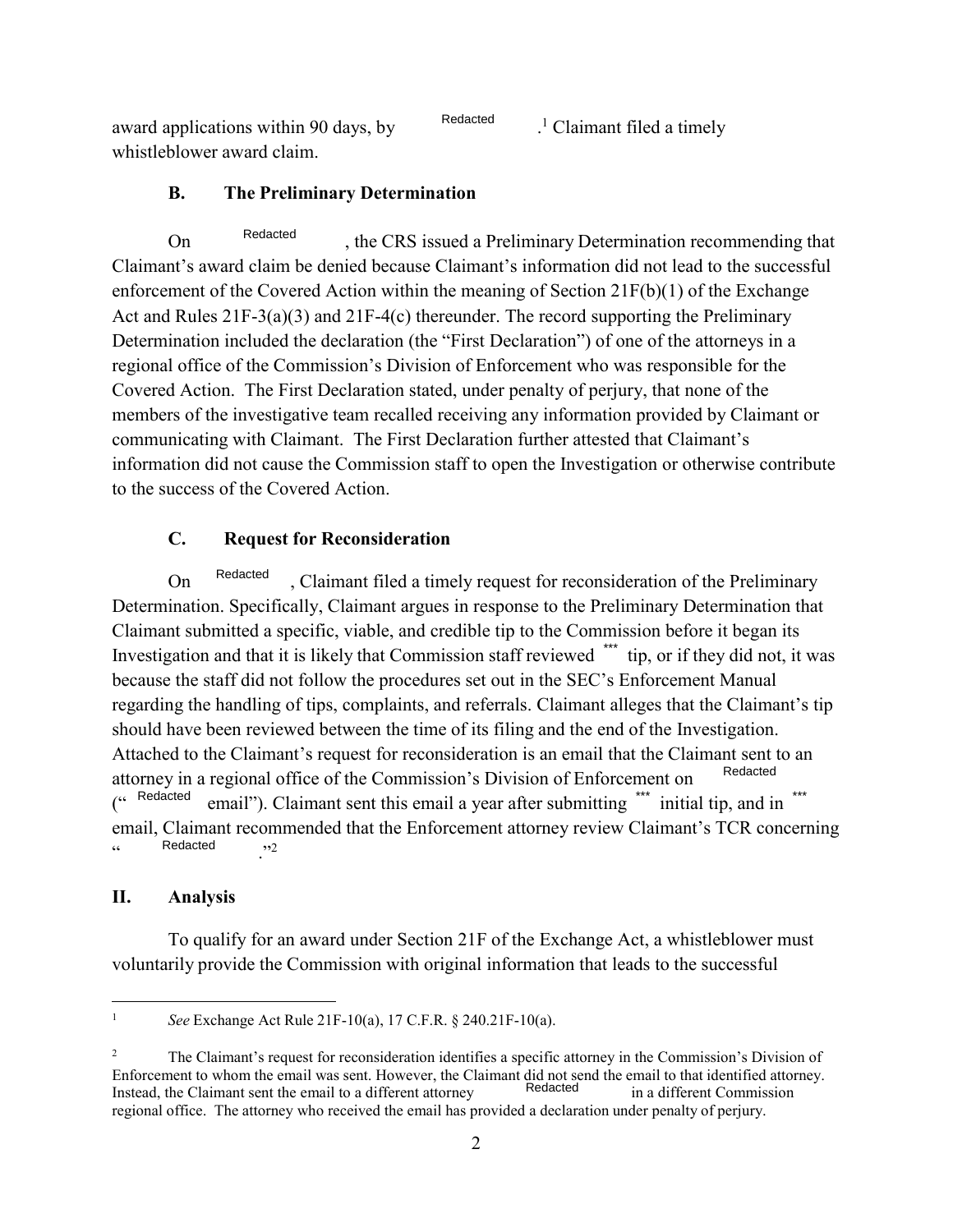award applications within 90 days, by Redacted .[1] Claimant filed a timely whistleblower award claim.

### B. The Preliminary Determination

On Redacted, the CRS issued a Preliminary Determination recommending that Claimant's award claim be denied because Claimant's information did not lead to the successful enforcement of the Covered Action within the meaning of Section 21F(b)(1) of the Exchange Act and Rules 21F-3(a)(3) and 21F-4(c) thereunder. The record supporting the Preliminary Determination included the declaration (the "First Declaration") of one of the attorneys in a regional office of the Commission's Division of Enforcement who was responsible for the Covered Action. The First Declaration stated, under penalty of perjury, that none of the members of the investigative team recalled receiving any information provided by Claimant or communicating with Claimant. The First Declaration further attested that Claimant's information did not cause the Commission staff to open the Investigation or otherwise contribute to the success of the Covered Action.

### C. Request for Reconsideration

On Redacted, Claimant filed a timely request for reconsideration of the Preliminary Determination. Specifically, Claimant argues in response to the Preliminary Determination that Claimant submitted a specific, viable, and credible tip to the Commission before it began its Investigation and that it is likely that Commission staff reviewed *** tip, or if they did not, it was because the staff did not follow the procedures set out in the SEC's Enforcement Manual regarding the handling of tips, complaints, and referrals. Claimant alleges that the Claimant's tip should have been reviewed between the time of its filing and the end of the Investigation. Attached to the Claimant's request for reconsideration is an email that the Claimant sent to an attorney in a regional office of the Commission's Division of Enforcement on Redacted (" Redacted email"). Claimant sent this email a year after submitting *** initial tip, and in *** email, Claimant recommended that the Enforcement attorney review Claimant's TCR concerning " Redacted ."[2]

## II. Analysis

To qualify for an award under Section 21F of the Exchange Act, a whistleblower must voluntarily provide the Commission with original information that leads to the successful

---

[1] *See* Exchange Act Rule 21F-10(a), 17 C.F.R. § 240.21F-10(a).

[2] The Claimant's request for reconsideration identifies a specific attorney in the Commission's Division of Enforcement to whom the email was sent. However, the Claimant did not send the email to that identified attorney. Instead, the Claimant sent the email to a different attorney Redacted in a different Commission regional office. The attorney who received the email has provided a declaration under penalty of perjury.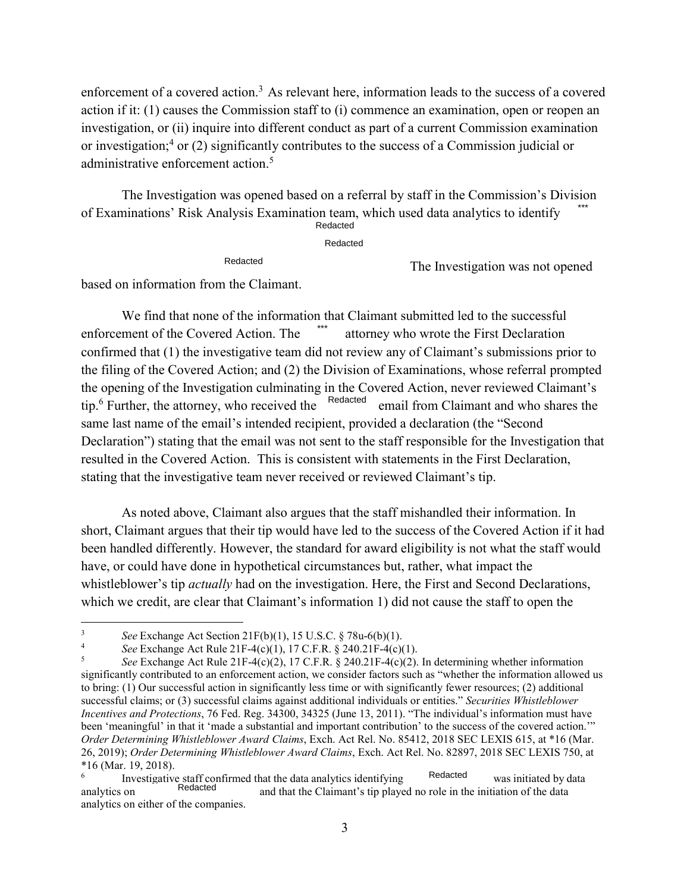enforcement of a covered action.[3] As relevant here, information leads to the success of a covered action if it: (1) causes the Commission staff to (i) commence an examination, open or reopen an investigation, or (ii) inquire into different conduct as part of a current Commission examination or investigation;[4] or (2) significantly contributes to the success of a Commission judicial or administrative enforcement action.[5]

The Investigation was opened based on a referral by staff in the Commission's Division of Examinations' Risk Analysis Examination team, which used data analytics to identify *** Redacted Redacted Redacted The Investigation was not opened based on information from the Claimant.

We find that none of the information that Claimant submitted led to the successful enforcement of the Covered Action. The *** attorney who wrote the First Declaration confirmed that (1) the investigative team did not review any of Claimant's submissions prior to the filing of the Covered Action; and (2) the Division of Examinations, whose referral prompted the opening of the Investigation culminating in the Covered Action, never reviewed Claimant's tip.[6] Further, the attorney, who received the Redacted email from Claimant and who shares the same last name of the email's intended recipient, provided a declaration (the "Second Declaration") stating that the email was not sent to the staff responsible for the Investigation that resulted in the Covered Action. This is consistent with statements in the First Declaration, stating that the investigative team never received or reviewed Claimant's tip.

As noted above, Claimant also argues that the staff mishandled their information. In short, Claimant argues that their tip would have led to the success of the Covered Action if it had been handled differently. However, the standard for award eligibility is not what the staff would have, or could have done in hypothetical circumstances but, rather, what impact the whistleblower's tip *actually* had on the investigation. Here, the First and Second Declarations, which we credit, are clear that Claimant's information 1) did not cause the staff to open the

---

[3] *See* Exchange Act Section 21F(b)(1), 15 U.S.C. § 78u-6(b)(1).

[4] *See* Exchange Act Rule 21F-4(c)(1), 17 C.F.R. § 240.21F-4(c)(1).

[5] *See* Exchange Act Rule 21F-4(c)(2), 17 C.F.R. § 240.21F-4(c)(2). In determining whether information significantly contributed to an enforcement action, we consider factors such as "whether the information allowed us to bring: (1) Our successful action in significantly less time or with significantly fewer resources; (2) additional successful claims; or (3) successful claims against additional individuals or entities." *Securities Whistleblower Incentives and Protections*, 76 Fed. Reg. 34300, 34325 (June 13, 2011). "The individual's information must have been 'meaningful' in that it 'made a substantial and important contribution' to the success of the covered action.'" *Order Determining Whistleblower Award Claims*, Exch. Act Rel. No. 85412, 2018 SEC LEXIS 615, at *16 (Mar. 26, 2019); *Order Determining Whistleblower Award Claims*, Exch. Act Rel. No. 82897, 2018 SEC LEXIS 750, at *16 (Mar. 19, 2018).

[6] Investigative staff confirmed that the data analytics identifying Redacted was initiated by data analytics on Redacted and that the Claimant's tip played no role in the initiation of the data analytics on either of the companies.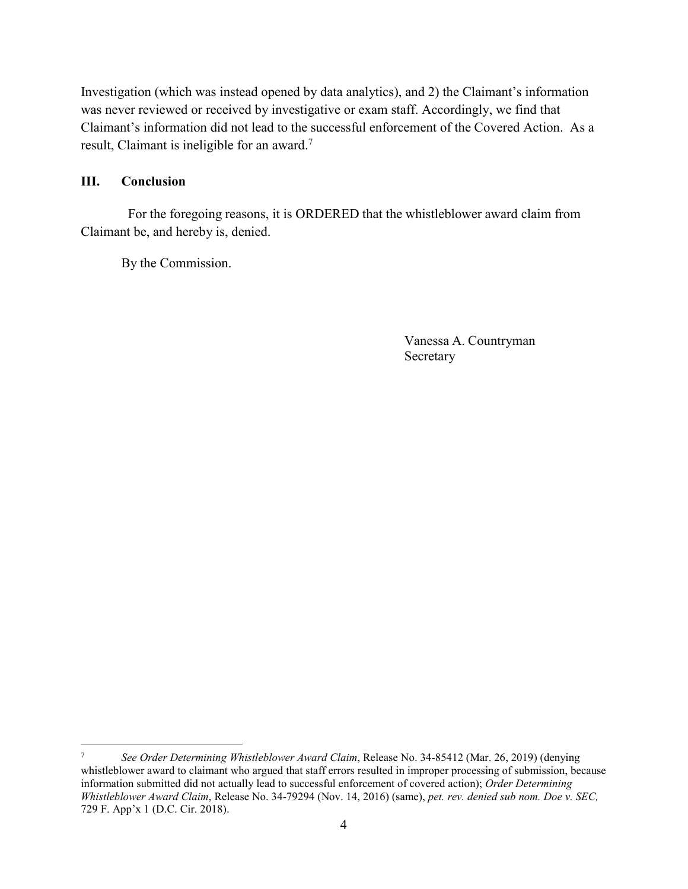Investigation (which was instead opened by data analytics), and 2) the Claimant's information was never reviewed or received by investigative or exam staff. Accordingly, we find that Claimant's information did not lead to the successful enforcement of the Covered Action. As a result, Claimant is ineligible for an award.[7]

## III. Conclusion

For the foregoing reasons, it is ORDERED that the whistleblower award claim from Claimant be, and hereby is, denied.

By the Commission.

Vanessa A. Countryman
Secretary

---

[7] *See Order Determining Whistleblower Award Claim*, Release No. 34-85412 (Mar. 26, 2019) (denying whistleblower award to claimant who argued that staff errors resulted in improper processing of submission, because information submitted did not actually lead to successful enforcement of covered action); *Order Determining Whistleblower Award Claim*, Release No. 34-79294 (Nov. 14, 2016) (same), *pet. rev. denied sub nom. Doe v. SEC,* 729 F. App'x 1 (D.C. Cir. 2018).